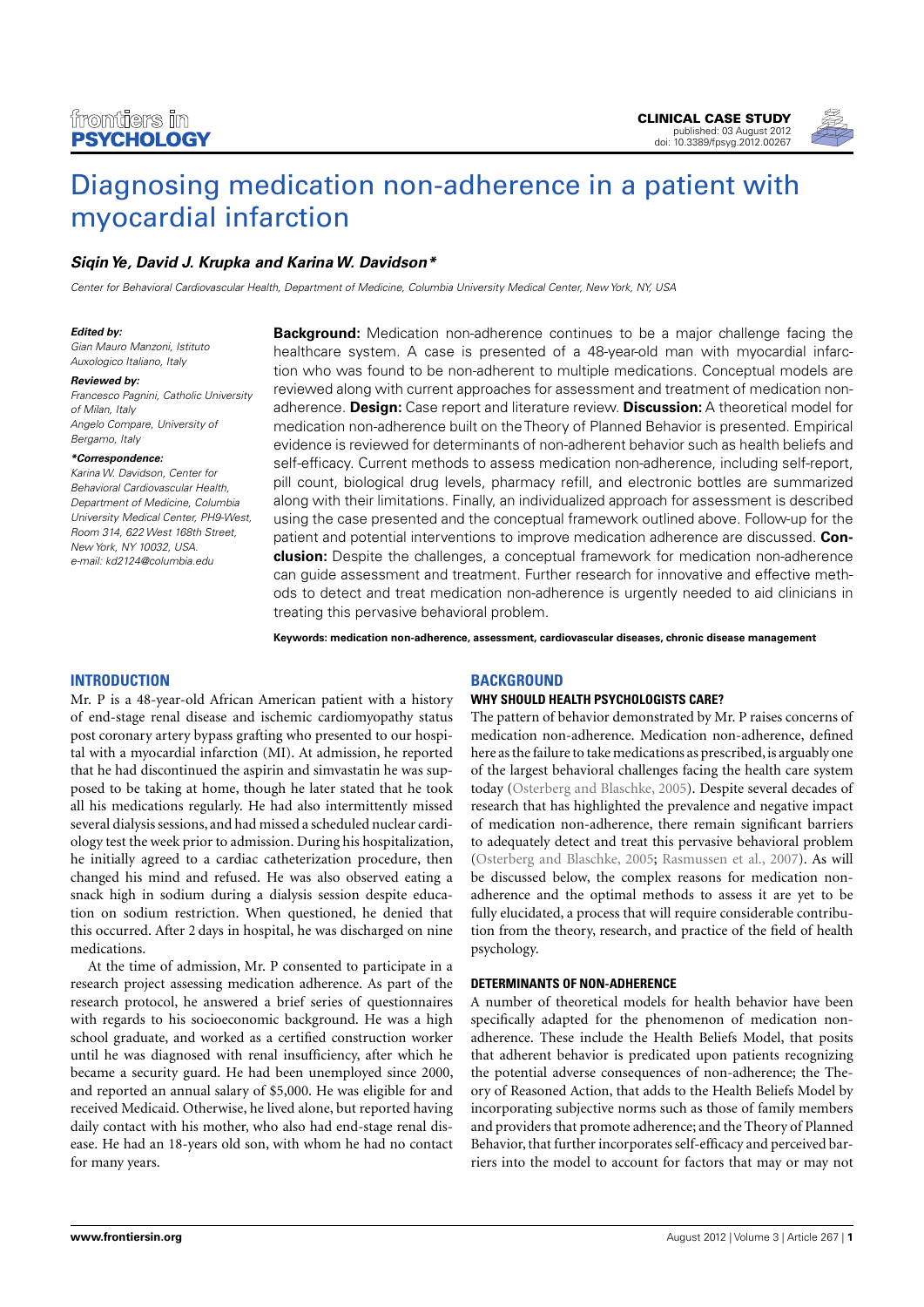CLINICAL CASE STUDY
published: 03 August 2012
doi: 10.3389/fpsyg.2012.00267

# Diagnosing medication non-adherence in a patient with myocardial infarction

***Siqin Ye, David J. Krupka and Karina W. Davidson****

*Center for Behavioral Cardiovascular Health, Department of Medicine, Columbia University Medical Center, New York, NY, USA*

***Edited by:***
*Gian Mauro Manzoni, Istituto Auxologico Italiano, Italy*

***Reviewed by:***
*Francesco Pagnini, Catholic University of Milan, Italy*
*Angelo Compare, University of Bergamo, Italy*

****Correspondence:***
*Karina W. Davidson, Center for Behavioral Cardiovascular Health, Department of Medicine, Columbia University Medical Center, PH9-West, Room 314, 622 West 168th Street, New York, NY 10032, USA.*
*e-mail: kd2124@columbia.edu*

**Background:** Medication non-adherence continues to be a major challenge facing the healthcare system. A case is presented of a 48-year-old man with myocardial infarction who was found to be non-adherent to multiple medications. Conceptual models are reviewed along with current approaches for assessment and treatment of medication non-adherence. **Design:** Case report and literature review. **Discussion:** A theoretical model for medication non-adherence built on the Theory of Planned Behavior is presented. Empirical evidence is reviewed for determinants of non-adherent behavior such as health beliefs and self-efficacy. Current methods to assess medication non-adherence, including self-report, pill count, biological drug levels, pharmacy refill, and electronic bottles are summarized along with their limitations. Finally, an individualized approach for assessment is described using the case presented and the conceptual framework outlined above. Follow-up for the patient and potential interventions to improve medication adherence are discussed. **Conclusion:** Despite the challenges, a conceptual framework for medication non-adherence can guide assessment and treatment. Further research for innovative and effective methods to detect and treat medication non-adherence is urgently needed to aid clinicians in treating this pervasive behavioral problem.

**Keywords: medication non-adherence, assessment, cardiovascular diseases, chronic disease management**

## INTRODUCTION

Mr. P is a 48-year-old African American patient with a history of end-stage renal disease and ischemic cardiomyopathy status post coronary artery bypass grafting who presented to our hospital with a myocardial infarction (MI). At admission, he reported that he had discontinued the aspirin and simvastatin he was supposed to be taking at home, though he later stated that he took all his medications regularly. He had also intermittently missed several dialysis sessions, and had missed a scheduled nuclear cardiology test the week prior to admission. During his hospitalization, he initially agreed to a cardiac catheterization procedure, then changed his mind and refused. He was also observed eating a snack high in sodium during a dialysis session despite education on sodium restriction. When questioned, he denied that this occurred. After 2 days in hospital, he was discharged on nine medications.

At the time of admission, Mr. P consented to participate in a research project assessing medication adherence. As part of the research protocol, he answered a brief series of questionnaires with regards to his socioeconomic background. He was a high school graduate, and worked as a certified construction worker until he was diagnosed with renal insufficiency, after which he became a security guard. He had been unemployed since 2000, and reported an annual salary of $5,000. He was eligible for and received Medicaid. Otherwise, he lived alone, but reported having daily contact with his mother, who also had end-stage renal disease. He had an 18-years old son, with whom he had no contact for many years.

## BACKGROUND

### WHY SHOULD HEALTH PSYCHOLOGISTS CARE?

The pattern of behavior demonstrated by Mr. P raises concerns of medication non-adherence. Medication non-adherence, defined here as the failure to take medications as prescribed, is arguably one of the largest behavioral challenges facing the health care system today (Osterberg and Blaschke, 2005). Despite several decades of research that has highlighted the prevalence and negative impact of medication non-adherence, there remain significant barriers to adequately detect and treat this pervasive behavioral problem (Osterberg and Blaschke, 2005; Rasmussen et al., 2007). As will be discussed below, the complex reasons for medication non-adherence and the optimal methods to assess it are yet to be fully elucidated, a process that will require considerable contribution from the theory, research, and practice of the field of health psychology.

### DETERMINANTS OF NON-ADHERENCE

A number of theoretical models for health behavior have been specifically adapted for the phenomenon of medication non-adherence. These include the Health Beliefs Model, that posits that adherent behavior is predicated upon patients recognizing the potential adverse consequences of non-adherence; the Theory of Reasoned Action, that adds to the Health Beliefs Model by incorporating subjective norms such as those of family members and providers that promote adherence; and the Theory of Planned Behavior, that further incorporates self-efficacy and perceived barriers into the model to account for factors that may or may not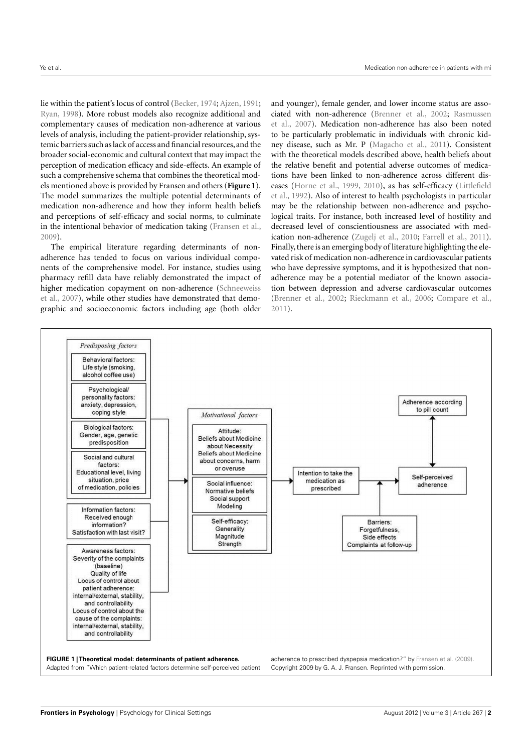lie within the patient's locus of control (Becker, 1974; Ajzen, 1991; Ryan, 1998). More robust models also recognize additional and complementary causes of medication non-adherence at various levels of analysis, including the patient-provider relationship, systemic barriers such as lack of access and financial resources, and the broader social-economic and cultural context that may impact the perception of medication efficacy and side-effects. An example of such a comprehensive schema that combines the theoretical models mentioned above is provided by Fransen and others (**Figure 1**). The model summarizes the multiple potential determinants of medication non-adherence and how they inform health beliefs and perceptions of self-efficacy and social norms, to culminate in the intentional behavior of medication taking (Fransen et al., 2009).

The empirical literature regarding determinants of non-adherence has tended to focus on various individual components of the comprehensive model. For instance, studies using pharmacy refill data have reliably demonstrated the impact of higher medication copayment on non-adherence (Schneeweiss et al., 2007), while other studies have demonstrated that demographic and socioeconomic factors including age (both older and younger), female gender, and lower income status are associated with non-adherence (Brenner et al., 2002; Rasmussen et al., 2007). Medication non-adherence has also been noted to be particularly problematic in individuals with chronic kidney disease, such as Mr. P (Magacho et al., 2011). Consistent with the theoretical models described above, health beliefs about the relative benefit and potential adverse outcomes of medications have been linked to non-adherence across different diseases (Horne et al., 1999, 2010), as has self-efficacy (Littlefield et al., 1992). Also of interest to health psychologists in particular may be the relationship between non-adherence and psychological traits. For instance, both increased level of hostility and decreased level of conscientiousness are associated with medication non-adherence (Zugelj et al., 2010; Farrell et al., 2011). Finally, there is an emerging body of literature highlighting the elevated risk of medication non-adherence in cardiovascular patients who have depressive symptoms, and it is hypothesized that non-adherence may be a potential mediator of the known association between depression and adverse cardiovascular outcomes (Brenner et al., 2002; Rieckmann et al., 2006; Compare et al., 2011).

*Predisposing factors*

Behavioral factors: Life style (smoking, alcohol coffee use)

Psychological/personality factors: anxiety, depression, coping style

Biological factors: Gender, age, genetic predisposition

Social and cultural factors: Educational level, living situation, price of medication, policies

Information factors: Received enough information? Satisfaction with last visit?

Awareness factors: Severity of the complaints (baseline) Quality of life Locus of control about patient adherence: internal/external, stability, and controllability Locus of control about the cause of the complaints: internal/external, stability, and controllability

*Motivational factors*

Attitude: Beliefs about Medicine about Necessity Beliefs about Medicine about concerns, harm or overuse

Social influence: Normative beliefs Social support Modeling

Self-efficacy: Generality Magnitude Strength

Intention to take the medication as prescribed

Barriers: Forgetfulness, Side effects Complaints at follow-up

Self-perceived adherence

Adherence according to pill count

**FIGURE 1 | Theoretical model: determinants of patient adherence.** Adapted from "Which patient-related factors determine self-perceived patient adherence to prescribed dyspepsia medication?" by Fransen et al. (2009). Copyright 2009 by G. A. J. Fransen. Reprinted with permission.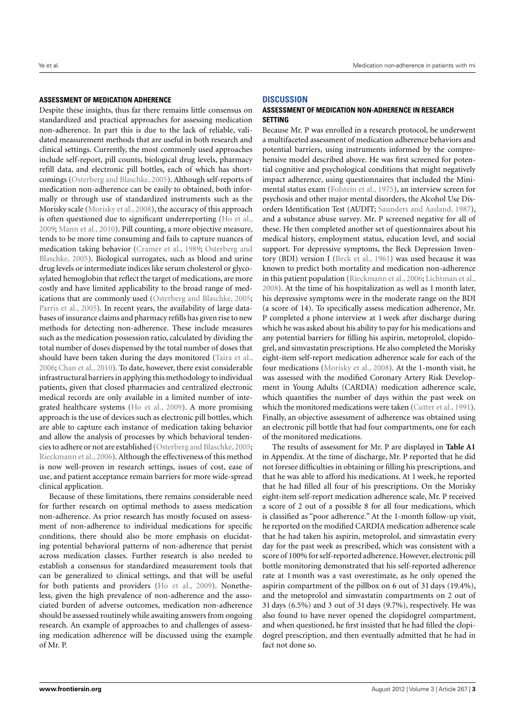### ASSESSMENT OF MEDICATION ADHERENCE

Despite these insights, thus far there remains little consensus on standardized and practical approaches for assessing medication non-adherence. In part this is due to the lack of reliable, validated measurement methods that are useful in both research and clinical settings. Currently, the most commonly used approaches include self-report, pill counts, biological drug levels, pharmacy refill data, and electronic pill bottles, each of which has shortcomings (Osterberg and Blaschke, 2005). Although self-reports of medication non-adherence can be easily to obtained, both informally or through use of standardized instruments such as the Morisky scale (Morisky et al., 2008), the accuracy of this approach is often questioned due to significant underreporting (Ho et al., 2009; Mann et al., 2010). Pill counting, a more objective measure, tends to be more time consuming and fails to capture nuances of medication taking behavior (Cramer et al., 1989; Osterberg and Blaschke, 2005). Biological surrogates, such as blood and urine drug levels or intermediate indices like serum cholesterol or glycosylated hemoglobin that reflect the target of medications, are more costly and have limited applicability to the broad range of medications that are commonly used (Osterberg and Blaschke, 2005; Parris et al., 2005). In recent years, the availability of large databases of insurance claims and pharmacy refills has given rise to new methods for detecting non-adherence. These include measures such as the medication possession ratio, calculated by dividing the total number of doses dispensed by the total number of doses that should have been taken during the days monitored (Taira et al., 2006; Chan et al., 2010). To date, however, there exist considerable infrastructural barriers in applying this methodology to individual patients, given that closed pharmacies and centralized electronic medical records are only available in a limited number of integrated healthcare systems (Ho et al., 2009). A more promising approach is the use of devices such as electronic pill bottles, which are able to capture each instance of medication taking behavior and allow the analysis of processes by which behavioral tendencies to adhere or not are established (Osterberg and Blaschke, 2005; Rieckmann et al., 2006). Although the effectiveness of this method is now well-proven in research settings, issues of cost, ease of use, and patient acceptance remain barriers for more wide-spread clinical application.

Because of these limitations, there remains considerable need for further research on optimal methods to assess medication non-adherence. As prior research has mostly focused on assessment of non-adherence to individual medications for specific conditions, there should also be more emphasis on elucidating potential behavioral patterns of non-adherence that persist across medication classes. Further research is also needed to establish a consensus for standardized measurement tools that can be generalized to clinical settings, and that will be useful for both patients and providers (Ho et al., 2009). Nonetheless, given the high prevalence of non-adherence and the associated burden of adverse outcomes, medication non-adherence should be assessed routinely while awaiting answers from ongoing research. An example of approaches to and challenges of assessing medication adherence will be discussed using the example of Mr. P.

## DISCUSSION

### ASSESSMENT OF MEDICATION NON-ADHERENCE IN RESEARCH SETTING

Because Mr. P was enrolled in a research protocol, he underwent a multifaceted assessment of medication adherence behaviors and potential barriers, using instruments informed by the comprehensive model described above. He was first screened for potential cognitive and psychological conditions that might negatively impact adherence, using questionnaires that included the Mini-mental status exam (Folstein et al., 1975), an interview screen for psychosis and other major mental disorders, the Alcohol Use Disorders Identification Test (AUDIT; Saunders and Aasland, 1987), and a substance abuse survey. Mr. P screened negative for all of these. He then completed another set of questionnaires about his medical history, employment status, education level, and social support. For depressive symptoms, the Beck Depression Inventory (BDI) version I (Beck et al., 1961) was used because it was known to predict both mortality and medication non-adherence in this patient population (Rieckmann et al., 2006; Lichtman et al., 2008). At the time of his hospitalization as well as 1 month later, his depressive symptoms were in the moderate range on the BDI (a score of 14). To specifically assess medication adherence, Mr. P completed a phone interview at 1 week after discharge during which he was asked about his ability to pay for his medications and any potential barriers for filling his aspirin, metoprolol, clopidogrel, and simvastatin prescriptions. He also completed the Morisky eight-item self-report medication adherence scale for each of the four medications (Morisky et al., 2008). At the 1-month visit, he was assessed with the modified Coronary Artery Risk Development in Young Adults (CARDIA) medication adherence scale, which quantifies the number of days within the past week on which the monitored medications were taken (Cutter et al., 1991). Finally, an objective assessment of adherence was obtained using an electronic pill bottle that had four compartments, one for each of the monitored medications.

The results of assessment for Mr. P are displayed in **Table A1** in Appendix. At the time of discharge, Mr. P reported that he did not foresee difficulties in obtaining or filling his prescriptions, and that he was able to afford his medications. At 1 week, he reported that he had filled all four of his prescriptions. On the Morisky eight-item self-report medication adherence scale, Mr. P received a score of 2 out of a possible 8 for all four medications, which is classified as "poor adherence." At the 1-month follow-up visit, he reported on the modified CARDIA medication adherence scale that he had taken his aspirin, metoprolol, and simvastatin every day for the past week as prescribed, which was consistent with a score of 100% for self-reported adherence. However, electronic pill bottle monitoring demonstrated that his self-reported adherence rate at 1 month was a vast overestimate, as he only opened the aspirin compartment of the pillbox on 6 out of 31 days (19.4%), and the metoprolol and simvastatin compartments on 2 out of 31 days (6.5%) and 3 out of 31 days (9.7%), respectively. He was also found to have never opened the clopidogrel compartment, and when questioned, he first insisted that he had filled the clopidogrel prescription, and then eventually admitted that he had in fact not done so.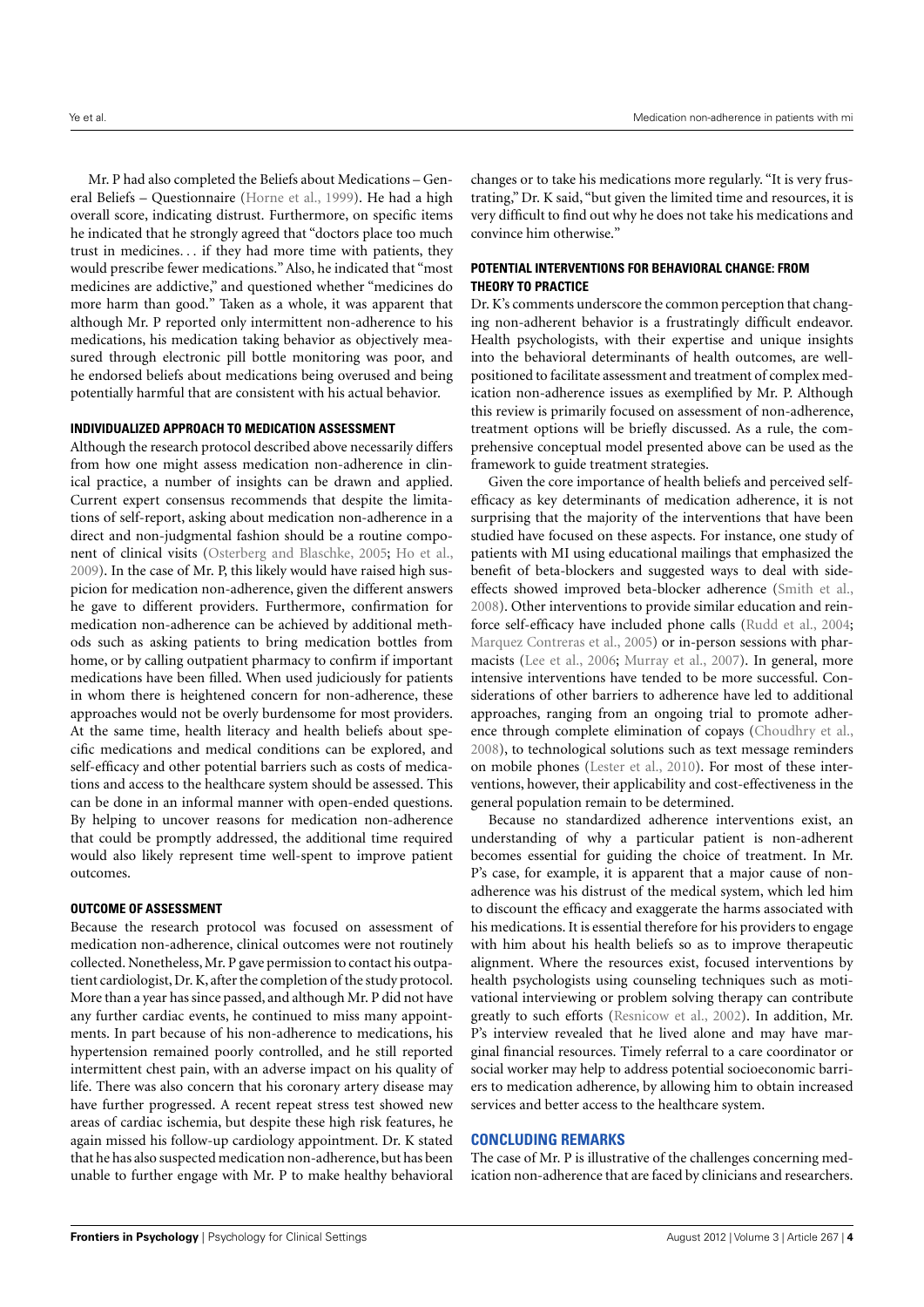Mr. P had also completed the Beliefs about Medications – General Beliefs – Questionnaire (Horne et al., 1999). He had a high overall score, indicating distrust. Furthermore, on specific items he indicated that he strongly agreed that "doctors place too much trust in medicines… if they had more time with patients, they would prescribe fewer medications." Also, he indicated that "most medicines are addictive," and questioned whether "medicines do more harm than good." Taken as a whole, it was apparent that although Mr. P reported only intermittent non-adherence to his medications, his medication taking behavior as objectively measured through electronic pill bottle monitoring was poor, and he endorsed beliefs about medications being overused and being potentially harmful that are consistent with his actual behavior.

### INDIVIDUALIZED APPROACH TO MEDICATION ASSESSMENT

Although the research protocol described above necessarily differs from how one might assess medication non-adherence in clinical practice, a number of insights can be drawn and applied. Current expert consensus recommends that despite the limitations of self-report, asking about medication non-adherence in a direct and non-judgmental fashion should be a routine component of clinical visits (Osterberg and Blaschke, 2005; Ho et al., 2009). In the case of Mr. P, this likely would have raised high suspicion for medication non-adherence, given the different answers he gave to different providers. Furthermore, confirmation for medication non-adherence can be achieved by additional methods such as asking patients to bring medication bottles from home, or by calling outpatient pharmacy to confirm if important medications have been filled. When used judiciously for patients in whom there is heightened concern for non-adherence, these approaches would not be overly burdensome for most providers. At the same time, health literacy and health beliefs about specific medications and medical conditions can be explored, and self-efficacy and other potential barriers such as costs of medications and access to the healthcare system should be assessed. This can be done in an informal manner with open-ended questions. By helping to uncover reasons for medication non-adherence that could be promptly addressed, the additional time required would also likely represent time well-spent to improve patient outcomes.

### OUTCOME OF ASSESSMENT

Because the research protocol was focused on assessment of medication non-adherence, clinical outcomes were not routinely collected. Nonetheless, Mr. P gave permission to contact his outpatient cardiologist, Dr. K, after the completion of the study protocol. More than a year has since passed, and although Mr. P did not have any further cardiac events, he continued to miss many appointments. In part because of his non-adherence to medications, his hypertension remained poorly controlled, and he still reported intermittent chest pain, with an adverse impact on his quality of life. There was also concern that his coronary artery disease may have further progressed. A recent repeat stress test showed new areas of cardiac ischemia, but despite these high risk features, he again missed his follow-up cardiology appointment. Dr. K stated that he has also suspected medication non-adherence, but has been unable to further engage with Mr. P to make healthy behavioral changes or to take his medications more regularly. "It is very frustrating," Dr. K said, "but given the limited time and resources, it is very difficult to find out why he does not take his medications and convince him otherwise."

### POTENTIAL INTERVENTIONS FOR BEHAVIORAL CHANGE: FROM THEORY TO PRACTICE

Dr. K's comments underscore the common perception that changing non-adherent behavior is a frustratingly difficult endeavor. Health psychologists, with their expertise and unique insights into the behavioral determinants of health outcomes, are well-positioned to facilitate assessment and treatment of complex medication non-adherence issues as exemplified by Mr. P. Although this review is primarily focused on assessment of non-adherence, treatment options will be briefly discussed. As a rule, the comprehensive conceptual model presented above can be used as the framework to guide treatment strategies.

Given the core importance of health beliefs and perceived self-efficacy as key determinants of medication adherence, it is not surprising that the majority of the interventions that have been studied have focused on these aspects. For instance, one study of patients with MI using educational mailings that emphasized the benefit of beta-blockers and suggested ways to deal with side-effects showed improved beta-blocker adherence (Smith et al., 2008). Other interventions to provide similar education and reinforce self-efficacy have included phone calls (Rudd et al., 2004; Marquez Contreras et al., 2005) or in-person sessions with pharmacists (Lee et al., 2006; Murray et al., 2007). In general, more intensive interventions have tended to be more successful. Considerations of other barriers to adherence have led to additional approaches, ranging from an ongoing trial to promote adherence through complete elimination of copays (Choudhry et al., 2008), to technological solutions such as text message reminders on mobile phones (Lester et al., 2010). For most of these interventions, however, their applicability and cost-effectiveness in the general population remain to be determined.

Because no standardized adherence interventions exist, an understanding of why a particular patient is non-adherent becomes essential for guiding the choice of treatment. In Mr. P's case, for example, it is apparent that a major cause of non-adherence was his distrust of the medical system, which led him to discount the efficacy and exaggerate the harms associated with his medications. It is essential therefore for his providers to engage with him about his health beliefs so as to improve therapeutic alignment. Where the resources exist, focused interventions by health psychologists using counseling techniques such as motivational interviewing or problem solving therapy can contribute greatly to such efforts (Resnicow et al., 2002). In addition, Mr. P's interview revealed that he lived alone and may have marginal financial resources. Timely referral to a care coordinator or social worker may help to address potential socioeconomic barriers to medication adherence, by allowing him to obtain increased services and better access to the healthcare system.

## CONCLUDING REMARKS

The case of Mr. P is illustrative of the challenges concerning medication non-adherence that are faced by clinicians and researchers.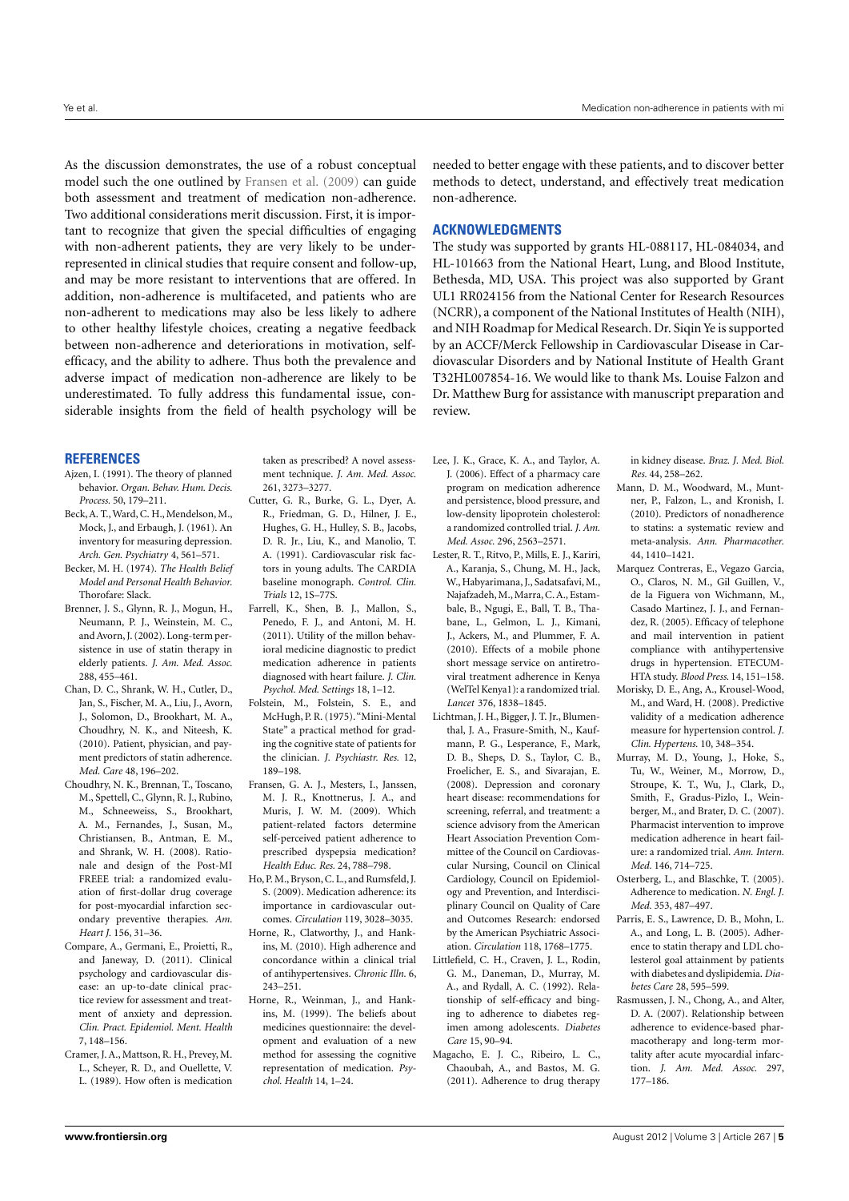As the discussion demonstrates, the use of a robust conceptual model such the one outlined by Fransen et al. (2009) can guide both assessment and treatment of medication non-adherence. Two additional considerations merit discussion. First, it is important to recognize that given the special difficulties of engaging with non-adherent patients, they are very likely to be underrepresented in clinical studies that require consent and follow-up, and may be more resistant to interventions that are offered. In addition, non-adherence is multifaceted, and patients who are non-adherent to medications may also be less likely to adhere to other healthy lifestyle choices, creating a negative feedback between non-adherence and deteriorations in motivation, self-efficacy, and the ability to adhere. Thus both the prevalence and adverse impact of medication non-adherence are likely to be underestimated. To fully address this fundamental issue, considerable insights from the field of health psychology will be needed to better engage with these patients, and to discover better methods to detect, understand, and effectively treat medication non-adherence.

## ACKNOWLEDGMENTS

The study was supported by grants HL-088117, HL-084034, and HL-101663 from the National Heart, Lung, and Blood Institute, Bethesda, MD, USA. This project was also supported by Grant UL1 RR024156 from the National Center for Research Resources (NCRR), a component of the National Institutes of Health (NIH), and NIH Roadmap for Medical Research. Dr. Siqin Ye is supported by an ACCF/Merck Fellowship in Cardiovascular Disease in Cardiovascular Disorders and by National Institute of Health Grant T32HL007854-16. We would like to thank Ms. Louise Falzon and Dr. Matthew Burg for assistance with manuscript preparation and review.

## REFERENCES

Ajzen, I. (1991). The theory of planned behavior. *Organ. Behav. Hum. Decis. Process.* 50, 179–211.

Beck, A. T., Ward, C. H., Mendelson, M., Mock, J., and Erbaugh, J. (1961). An inventory for measuring depression. *Arch. Gen. Psychiatry* 4, 561–571.

Becker, M. H. (1974). *The Health Belief Model and Personal Health Behavior.* Thorofare: Slack.

Brenner, J. S., Glynn, R. J., Mogun, H., Neumann, P. J., Weinstein, M. C., and Avorn, J. (2002). Long-term persistence in use of statin therapy in elderly patients. *J. Am. Med. Assoc.* 288, 455–461.

Chan, D. C., Shrank, W. H., Cutler, D., Jan, S., Fischer, M. A., Liu, J., Avorn, J., Solomon, D., Brookhart, M. A., Choudhry, N. K., and Niteesh, K. (2010). Patient, physician, and payment predictors of statin adherence. *Med. Care* 48, 196–202.

Choudhry, N. K., Brennan, T., Toscano, M., Spettell, C., Glynn, R. J., Rubino, M., Schneeweiss, S., Brookhart, A. M., Fernandes, J., Susan, M., Christiansen, B., Antman, E. M., and Shrank, W. H. (2008). Rationale and design of the Post-MI FREEE trial: a randomized evaluation of first-dollar drug coverage for post-myocardial infarction secondary preventive therapies. *Am. Heart J.* 156, 31–36.

Compare, A., Germani, E., Proietti, R., and Janeway, D. (2011). Clinical psychology and cardiovascular disease: an up-to-date clinical practice review for assessment and treatment of anxiety and depression. *Clin. Pract. Epidemiol. Ment. Health* 7, 148–156.

Cramer, J. A., Mattson, R. H., Prevey, M. L., Scheyer, R. D., and Ouellette, V. L. (1989). How often is medication taken as prescribed? A novel assessment technique. *J. Am. Med. Assoc.* 261, 3273–3277.

Cutter, G. R., Burke, G. L., Dyer, A. R., Friedman, G. D., Hilner, J. E., Hughes, G. H., Hulley, S. B., Jacobs, D. R. Jr., Liu, K., and Manolio, T. A. (1991). Cardiovascular risk factors in young adults. The CARDIA baseline monograph. *Control. Clin. Trials* 12, 1S–77S.

Farrell, K., Shen, B. J., Mallon, S., Penedo, F. J., and Antoni, M. H. (2011). Utility of the millon behavioral medicine diagnostic to predict medication adherence in patients diagnosed with heart failure. *J. Clin. Psychol. Med. Settings* 18, 1–12.

Folstein, M., Folstein, S. E., and McHugh, P. R. (1975). "Mini-Mental State" a practical method for grading the cognitive state of patients for the clinician. *J. Psychiastr. Res.* 12, 189–198.

Fransen, G. A. J., Mesters, I., Janssen, M. J. R., Knottnerus, J. A., and Muris, J. W. M. (2009). Which patient-related factors determine self-perceived patient adherence to prescribed dyspepsia medication? *Health Educ. Res.* 24, 788–798.

Ho, P. M., Bryson, C. L., and Rumsfeld, J. S. (2009). Medication adherence: its importance in cardiovascular outcomes. *Circulation* 119, 3028–3035.

Horne, R., Clatworthy, J., and Hankins, M. (2010). High adherence and concordance within a clinical trial of antihypertensives. *Chronic Illn.* 6, 243–251.

Horne, R., Weinman, J., and Hankins, M. (1999). The beliefs about medicines questionnaire: the development and evaluation of a new method for assessing the cognitive representation of medication. *Psychol. Health* 14, 1–24.

Lee, J. K., Grace, K. A., and Taylor, A. J. (2006). Effect of a pharmacy care program on medication adherence and persistence, blood pressure, and low-density lipoprotein cholesterol: a randomized controlled trial. *J. Am. Med. Assoc.* 296, 2563–2571.

Lester, R. T., Ritvo, P., Mills, E. J., Kariri, A., Karanja, S., Chung, M. H., Jack, W., Habyarimana, J., Sadatsafavi, M., Najafzadeh, M., Marra, C. A., Estambale, B., Ngugi, E., Ball, T. B., Thabane, L., Gelmon, L. J., Kimani, J., Ackers, M., and Plummer, F. A. (2010). Effects of a mobile phone short message service on antiretroviral treatment adherence in Kenya (WelTel Kenya1): a randomized trial. *Lancet* 376, 1838–1845.

Lichtman, J. H., Bigger, J. T. Jr., Blumenthal, J. A., Frasure-Smith, N., Kaufmann, P. G., Lesperance, F., Mark, D. B., Sheps, D. S., Taylor, C. B., Froelicher, E. S., and Sivarajan, E. (2008). Depression and coronary heart disease: recommendations for screening, referral, and treatment: a science advisory from the American Heart Association Prevention Committee of the Council on Cardiovascular Nursing, Council on Clinical Cardiology, Council on Epidemiology and Prevention, and Interdisciplinary Council on Quality of Care and Outcomes Research: endorsed by the American Psychiatric Association. *Circulation* 118, 1768–1775.

Littlefield, C. H., Craven, J. L., Rodin, G. M., Daneman, D., Murray, M. A., and Rydall, A. C. (1992). Relationship of self-efficacy and binging to adherence to diabetes regimen among adolescents. *Diabetes Care* 15, 90–94.

Magacho, E. J. C., Ribeiro, L. C., Chaoubah, A., and Bastos, M. G. (2011). Adherence to drug therapy in kidney disease. *Braz. J. Med. Biol. Res.* 44, 258–262.

Mann, D. M., Woodward, M., Muntner, P., Falzon, L., and Kronish, I. (2010). Predictors of nonadherence to statins: a systematic review and meta-analysis. *Ann. Pharmacother.* 44, 1410–1421.

Marquez Contreras, E., Vegazo Garcia, O., Claros, N. M., Gil Guillen, V., de la Figuera von Wichmann, M., Casado Martinez, J. J., and Fernandez, R. (2005). Efficacy of telephone and mail intervention in patient compliance with antihypertensive drugs in hypertension. ETECUM-HTA study. *Blood Press.* 14, 151–158.

Morisky, D. E., Ang, A., Krousel-Wood, M., and Ward, H. (2008). Predictive validity of a medication adherence measure for hypertension control. *J. Clin. Hypertens.* 10, 348–354.

Murray, M. D., Young, J., Hoke, S., Tu, W., Weiner, M., Morrow, D., Stroupe, K. T., Wu, J., Clark, D., Smith, F., Gradus-Pizlo, I., Weinberger, M., and Brater, D. C. (2007). Pharmacist intervention to improve medication adherence in heart failure: a randomized trial. *Ann. Intern. Med.* 146, 714–725.

Osterberg, L., and Blaschke, T. (2005). Adherence to medication. *N. Engl. J. Med.* 353, 487–497.

Parris, E. S., Lawrence, D. B., Mohn, L. A., and Long, L. B. (2005). Adherence to statin therapy and LDL cholesterol goal attainment by patients with diabetes and dyslipidemia. *Diabetes Care* 28, 595–599.

Rasmussen, J. N., Chong, A., and Alter, D. A. (2007). Relationship between adherence to evidence-based pharmacotherapy and long-term mortality after acute myocardial infarction. *J. Am. Med. Assoc.* 297, 177–186.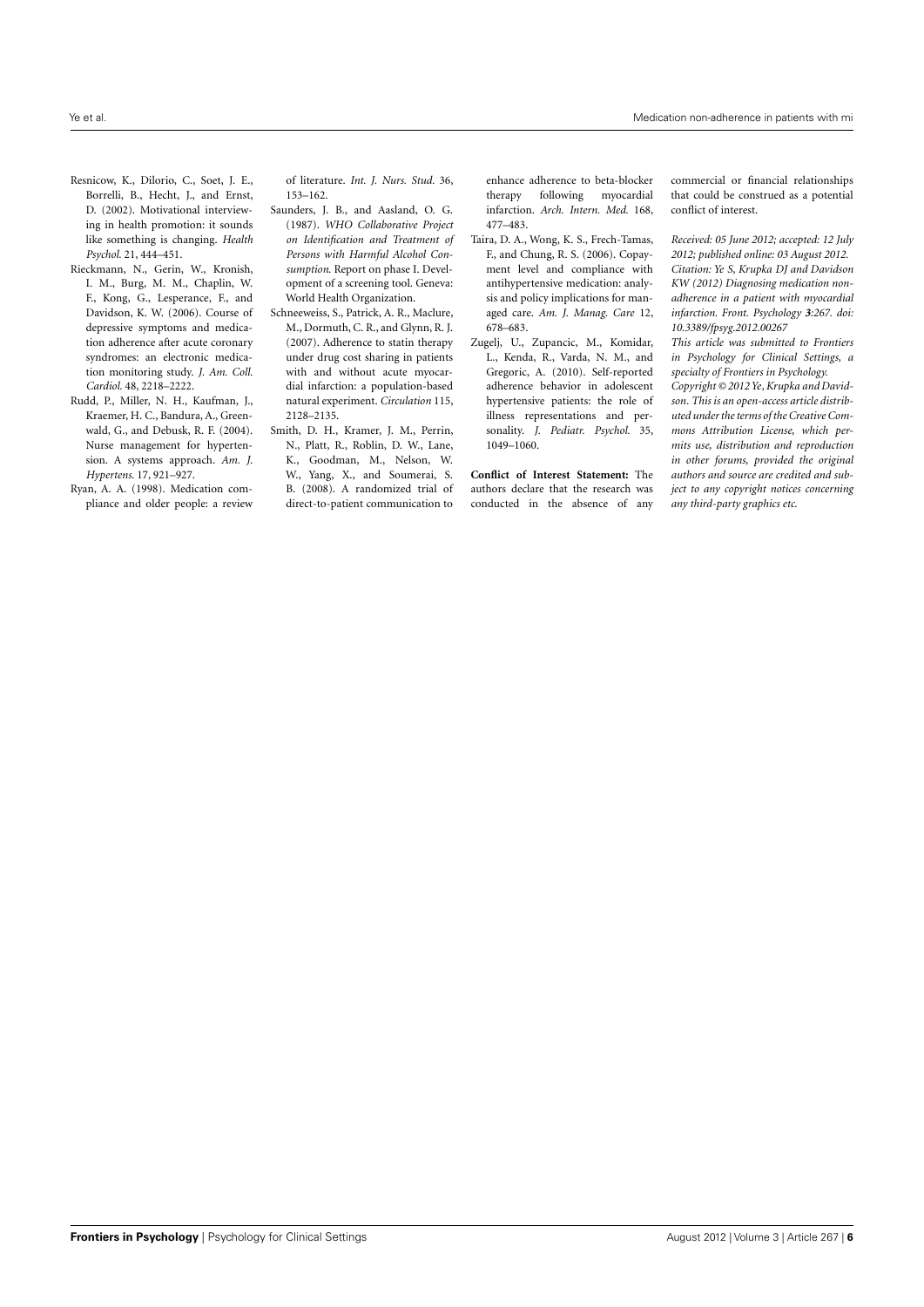Resnicow, K., Dilorio, C., Soet, J. E., Borrelli, B., Hecht, J., and Ernst, D. (2002). Motivational interviewing in health promotion: it sounds like something is changing. *Health Psychol.* 21, 444–451.

Rieckmann, N., Gerin, W., Kronish, I. M., Burg, M. M., Chaplin, W. F., Kong, G., Lesperance, F., and Davidson, K. W. (2006). Course of depressive symptoms and medication adherence after acute coronary syndromes: an electronic medication monitoring study. *J. Am. Coll. Cardiol.* 48, 2218–2222.

Rudd, P., Miller, N. H., Kaufman, J., Kraemer, H. C., Bandura, A., Greenwald, G., and Debusk, R. F. (2004). Nurse management for hypertension. A systems approach. *Am. J. Hypertens.* 17, 921–927.

Ryan, A. A. (1998). Medication compliance and older people: a review of literature. *Int. J. Nurs. Stud.* 36, 153–162.

Saunders, J. B., and Aasland, O. G. (1987). *WHO Collaborative Project on Identification and Treatment of Persons with Harmful Alcohol Consumption.* Report on phase I. Development of a screening tool. Geneva: World Health Organization.

Schneeweiss, S., Patrick, A. R., Maclure, M., Dormuth, C. R., and Glynn, R. J. (2007). Adherence to statin therapy under drug cost sharing in patients with and without acute myocardial infarction: a population-based natural experiment. *Circulation* 115, 2128–2135.

Smith, D. H., Kramer, J. M., Perrin, N., Platt, R., Roblin, D. W., Lane, K., Goodman, M., Nelson, W. W., Yang, X., and Soumerai, S. B. (2008). A randomized trial of direct-to-patient communication to enhance adherence to beta-blocker therapy following myocardial infarction. *Arch. Intern. Med.* 168, 477–483.

Taira, D. A., Wong, K. S., Frech-Tamas, F., and Chung, R. S. (2006). Copayment level and compliance with antihypertensive medication: analysis and policy implications for managed care. *Am. J. Manag. Care* 12, 678–683.

Zugelj, U., Zupancic, M., Komidar, L., Kenda, R., Varda, N. M., and Gregoric, A. (2010). Self-reported adherence behavior in adolescent hypertensive patients: the role of illness representations and personality. *J. Pediatr. Psychol.* 35, 1049–1060.

**Conflict of Interest Statement:** The authors declare that the research was conducted in the absence of any commercial or financial relationships that could be construed as a potential conflict of interest.

*Received: 05 June 2012; accepted: 12 July 2012; published online: 03 August 2012.*

*Citation: Ye S, Krupka DJ and Davidson KW (2012) Diagnosing medication non-adherence in a patient with myocardial infarction. Front. Psychology **3**:267. doi: 10.3389/fpsyg.2012.00267*

*This article was submitted to Frontiers in Psychology for Clinical Settings, a specialty of Frontiers in Psychology.*

*Copyright © 2012 Ye, Krupka and Davidson. This is an open-access article distributed under the terms of the Creative Commons Attribution License, which permits use, distribution and reproduction in other forums, provided the original authors and source are credited and subject to any copyright notices concerning any third-party graphics etc.*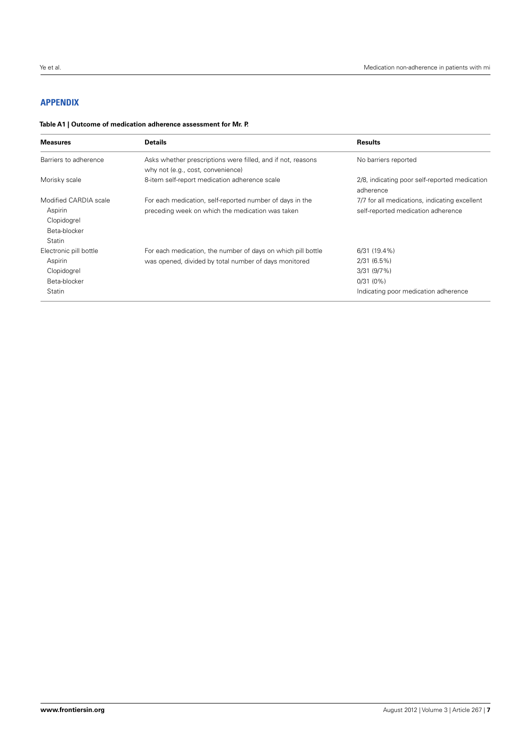## APPENDIX

**Table A1 | Outcome of medication adherence assessment for Mr. P.**

| Measures | Details | Results |
|---|---|---|
| Barriers to adherence | Asks whether prescriptions were filled, and if not, reasons why not (e.g., cost, convenience) | No barriers reported |
| Morisky scale | 8-item self-report medication adherence scale | 2/8, indicating poor self-reported medication adherence |
| Modified CARDIA scale | For each medication, self-reported number of days in the preceding week on which the medication was taken | 7/7 for all medications, indicating excellent self-reported medication adherence |
| Aspirin | | |
| Clopidogrel | | |
| Beta-blocker | | |
| Statin | | |
| Electronic pill bottle | For each medication, the number of days on which pill bottle was opened, divided by total number of days monitored | |
| Aspirin | | 6/31 (19.4%) |
| Clopidogrel | | 2/31 (6.5%) |
| Beta-blocker | | 3/31 (9/7%) |
| Statin | | 0/31 (0%) |
| | | Indicating poor medication adherence |